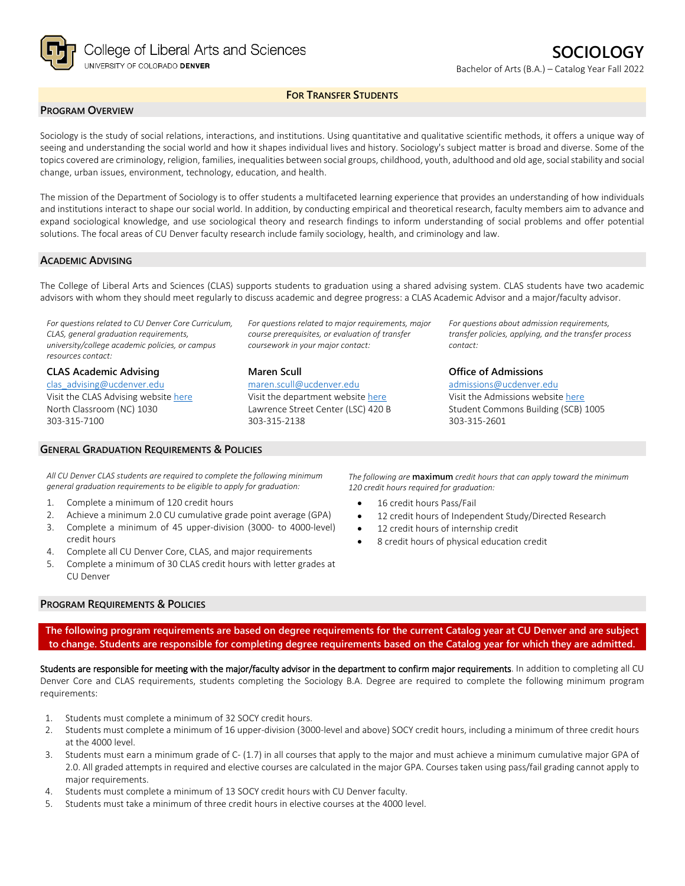# College of Liberal Arts and Sciences
UNIVERSITY OF COLORADO **DENVER**

# SOCIOLOGY

Bachelor of Arts (B.A.) – Catalog Year Fall 2022

**FOR TRANSFER STUDENTS**

## PROGRAM OVERVIEW

Sociology is the study of social relations, interactions, and institutions. Using quantitative and qualitative scientific methods, it offers a unique way of seeing and understanding the social world and how it shapes individual lives and history. Sociology's subject matter is broad and diverse. Some of the topics covered are criminology, religion, families, inequalities between social groups, childhood, youth, adulthood and old age, social stability and social change, urban issues, environment, technology, education, and health.

The mission of the Department of Sociology is to offer students a multifaceted learning experience that provides an understanding of how individuals and institutions interact to shape our social world. In addition, by conducting empirical and theoretical research, faculty members aim to advance and expand sociological knowledge, and use sociological theory and research findings to inform understanding of social problems and offer potential solutions. The focal areas of CU Denver faculty research include family sociology, health, and criminology and law.

## ACADEMIC ADVISING

The College of Liberal Arts and Sciences (CLAS) supports students to graduation using a shared advising system. CLAS students have two academic advisors with whom they should meet regularly to discuss academic and degree progress: a CLAS Academic Advisor and a major/faculty advisor.

*For questions related to CU Denver Core Curriculum, CLAS, general graduation requirements, university/college academic policies, or campus resources contact:*

**CLAS Academic Advising**
clas_advising@ucdenver.edu
Visit the CLAS Advising website here
North Classroom (NC) 1030
303-315-7100

*For questions related to major requirements, major course prerequisites, or evaluation of transfer coursework in your major contact:*

**Maren Scull**
maren.scull@ucdenver.edu
Visit the department website here
Lawrence Street Center (LSC) 420 B
303-315-2138

*For questions about admission requirements, transfer policies, applying, and the transfer process contact:*

**Office of Admissions**
admissions@ucdenver.edu
Visit the Admissions website here
Student Commons Building (SCB) 1005
303-315-2601

## GENERAL GRADUATION REQUIREMENTS & POLICIES

*All CU Denver CLAS students are required to complete the following minimum general graduation requirements to be eligible to apply for graduation:*

1. Complete a minimum of 120 credit hours
2. Achieve a minimum 2.0 CU cumulative grade point average (GPA)
3. Complete a minimum of 45 upper-division (3000- to 4000-level) credit hours
4. Complete all CU Denver Core, CLAS, and major requirements
5. Complete a minimum of 30 CLAS credit hours with letter grades at CU Denver

*The following are* **maximum** *credit hours that can apply toward the minimum 120 credit hours required for graduation:*

- 16 credit hours Pass/Fail
- 12 credit hours of Independent Study/Directed Research
- 12 credit hours of internship credit
- 8 credit hours of physical education credit

## PROGRAM REQUIREMENTS & POLICIES

**The following program requirements are based on degree requirements for the current Catalog year at CU Denver and are subject to change. Students are responsible for completing degree requirements based on the Catalog year for which they are admitted.**

Students are responsible for meeting with the major/faculty advisor in the department to confirm major requirements. In addition to completing all CU Denver Core and CLAS requirements, students completing the Sociology B.A. Degree are required to complete the following minimum program requirements:

1. Students must complete a minimum of 32 SOCY credit hours.
2. Students must complete a minimum of 16 upper-division (3000-level and above) SOCY credit hours, including a minimum of three credit hours at the 4000 level.
3. Students must earn a minimum grade of C- (1.7) in all courses that apply to the major and must achieve a minimum cumulative major GPA of 2.0. All graded attempts in required and elective courses are calculated in the major GPA. Courses taken using pass/fail grading cannot apply to major requirements.
4. Students must complete a minimum of 13 SOCY credit hours with CU Denver faculty.
5. Students must take a minimum of three credit hours in elective courses at the 4000 level.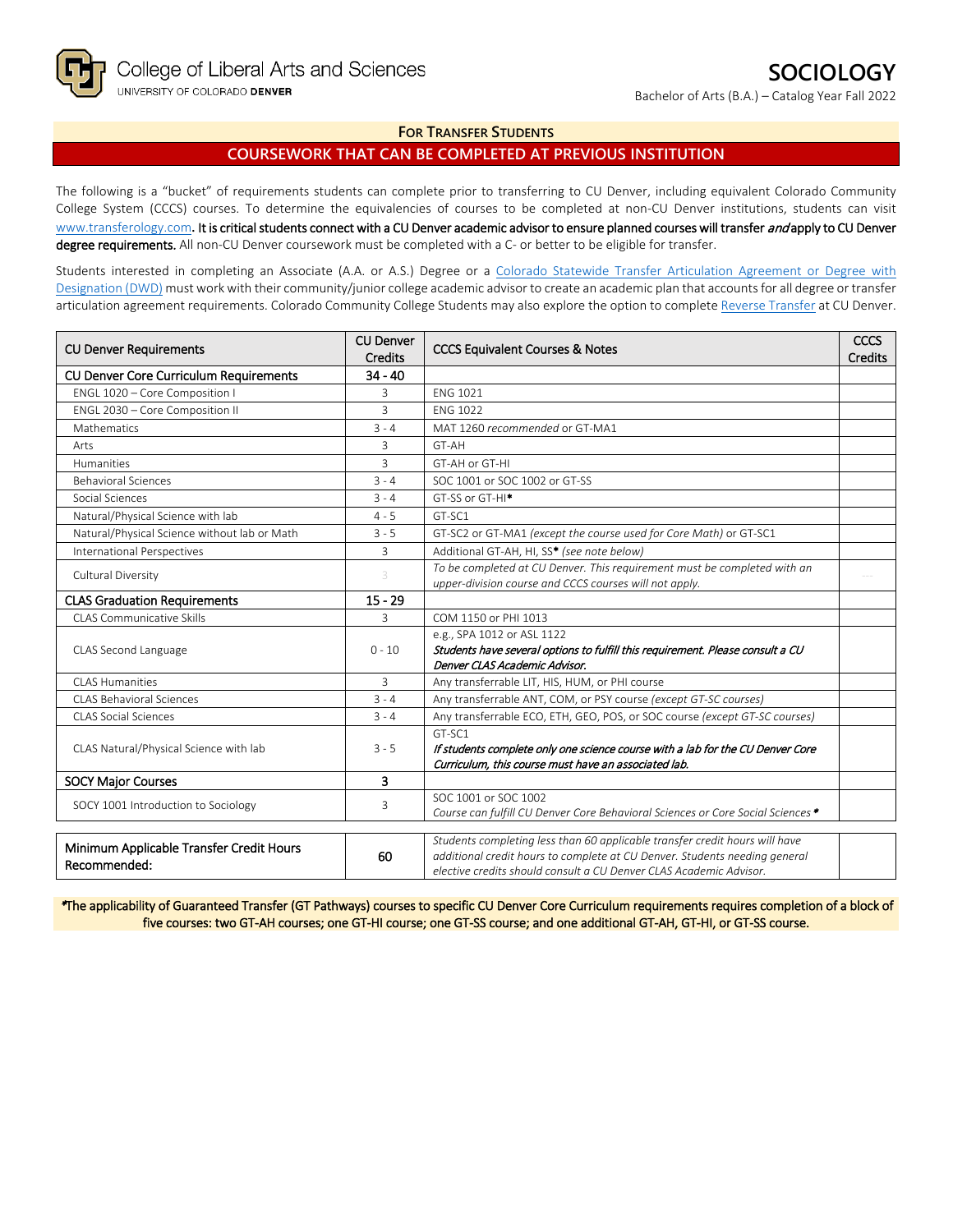College of Liberal Arts and Sciences
UNIVERSITY OF COLORADO DENVER

# SOCIOLOGY

Bachelor of Arts (B.A.) – Catalog Year Fall 2022

## FOR TRANSFER STUDENTS

## COURSEWORK THAT CAN BE COMPLETED AT PREVIOUS INSTITUTION

The following is a "bucket" of requirements students can complete prior to transferring to CU Denver, including equivalent Colorado Community College System (CCCS) courses. To determine the equivalencies of courses to be completed at non-CU Denver institutions, students can visit www.transferology.com. **It is critical students connect with a CU Denver academic advisor to ensure planned courses will transfer *and* apply to CU Denver degree requirements.** All non-CU Denver coursework must be completed with a C- or better to be eligible for transfer.

Students interested in completing an Associate (A.A. or A.S.) Degree or a Colorado Statewide Transfer Articulation Agreement or Degree with Designation (DWD) must work with their community/junior college academic advisor to create an academic plan that accounts for all degree or transfer articulation agreement requirements. Colorado Community College Students may also explore the option to complete Reverse Transfer at CU Denver.

| CU Denver Requirements | CU Denver Credits | CCCS Equivalent Courses & Notes | CCCS Credits |
|---|---|---|---|
| **CU Denver Core Curriculum Requirements** | **34 - 40** | | |
| ENGL 1020 – Core Composition I | 3 | ENG 1021 | |
| ENGL 2030 – Core Composition II | 3 | ENG 1022 | |
| Mathematics | 3 - 4 | MAT 1260 *recommended* or GT-MA1 | |
| Arts | 3 | GT-AH | |
| Humanities | 3 | GT-AH or GT-HI | |
| Behavioral Sciences | 3 - 4 | SOC 1001 or SOC 1002 or GT-SS | |
| Social Sciences | 3 - 4 | GT-SS or GT-HI* | |
| Natural/Physical Science with lab | 4 - 5 | GT-SC1 | |
| Natural/Physical Science without lab or Math | 3 - 5 | GT-SC2 or GT-MA1 *(except the course used for Core Math)* or GT-SC1 | |
| International Perspectives | 3 | Additional GT-AH, HI, SS* *(see note below)* | |
| Cultural Diversity | 3 | *To be completed at CU Denver. This requirement must be completed with an upper-division course and CCCS courses will not apply.* | --- |
| **CLAS Graduation Requirements** | **15 - 29** | | |
| CLAS Communicative Skills | 3 | COM 1150 or PHI 1013 | |
| CLAS Second Language | 0 - 10 | e.g., SPA 1012 or ASL 1122 ***Students have several options to fulfill this requirement. Please consult a CU Denver CLAS Academic Advisor.*** | |
| CLAS Humanities | 3 | Any transferrable LIT, HIS, HUM, or PHI course | |
| CLAS Behavioral Sciences | 3 - 4 | Any transferrable ANT, COM, or PSY course *(except GT-SC courses)* | |
| CLAS Social Sciences | 3 - 4 | Any transferrable ECO, ETH, GEO, POS, or SOC course *(except GT-SC courses)* | |
| CLAS Natural/Physical Science with lab | 3 - 5 | GT-SC1 ***If students complete only one science course with a lab for the CU Denver Core Curriculum, this course must have an associated lab.*** | |
| **SOCY Major Courses** | **3** | | |
| SOCY 1001 Introduction to Sociology | 3 | SOC 1001 or SOC 1002 *Course can fulfill CU Denver Core Behavioral Sciences or Core Social Sciences** | |
| **Minimum Applicable Transfer Credit Hours Recommended:** | **60** | *Students completing less than 60 applicable transfer credit hours will have additional credit hours to complete at CU Denver. Students needing general elective credits should consult a CU Denver CLAS Academic Advisor.* | |

*The applicability of Guaranteed Transfer (GT Pathways) courses to specific CU Denver Core Curriculum requirements requires completion of a block of five courses: two GT-AH courses; one GT-HI course; one GT-SS course; and one additional GT-AH, GT-HI, or GT-SS course.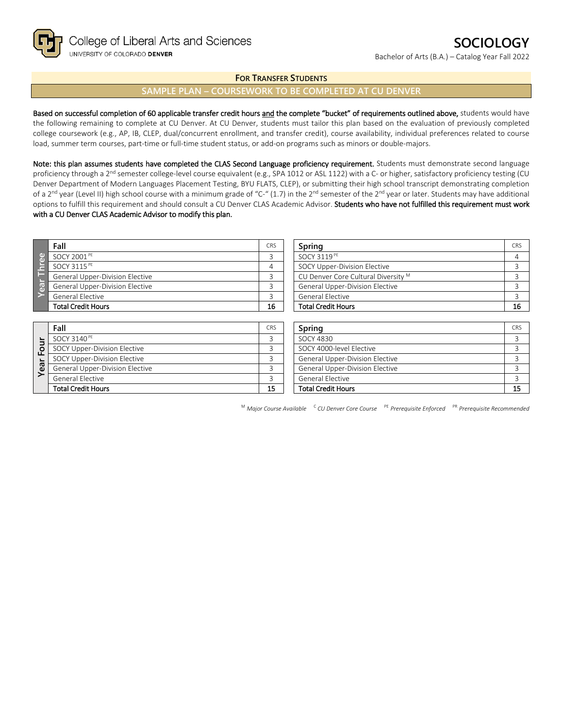College of Liberal Arts and Sciences
UNIVERSITY OF COLORADO **DENVER**

# SOCIOLOGY

Bachelor of Arts (B.A.) – Catalog Year Fall 2022

## FOR TRANSFER STUDENTS

## SAMPLE PLAN – COURSEWORK TO BE COMPLETED AT CU DENVER

**Based on successful completion of 60 applicable transfer credit hours and the complete "bucket" of requirements outlined above,** students would have the following remaining to complete at CU Denver. At CU Denver, students must tailor this plan based on the evaluation of previously completed college coursework (e.g., AP, IB, CLEP, dual/concurrent enrollment, and transfer credit), course availability, individual preferences related to course load, summer term courses, part-time or full-time student status, or add-on programs such as minors or double-majors.

**Note: this plan assumes students have completed the CLAS Second Language proficiency requirement.** Students must demonstrate second language proficiency through a 2nd semester college-level course equivalent (e.g., SPA 1012 or ASL 1122) with a C- or higher, satisfactory proficiency testing (CU Denver Department of Modern Languages Placement Testing, BYU FLATS, CLEP), or submitting their high school transcript demonstrating completion of a 2nd year (Level II) high school course with a minimum grade of "C-" (1.7) in the 2nd semester of the 2nd year or later. Students may have additional options to fulfill this requirement and should consult a CU Denver CLAS Academic Advisor. **Students who have not fulfilled this requirement must work with a CU Denver CLAS Academic Advisor to modify this plan.**

### Year Three

| Fall | CRS |
|---|---|
| SOCY 2001 PE | 3 |
| SOCY 3115 PE | 4 |
| General Upper-Division Elective | 3 |
| General Upper-Division Elective | 3 |
| General Elective | 3 |
| **Total Credit Hours** | **16** |

| Spring | CRS |
|---|---|
| SOCY 3119 PE | 4 |
| SOCY Upper-Division Elective | 3 |
| CU Denver Core Cultural Diversity M | 3 |
| General Upper-Division Elective | 3 |
| General Elective | 3 |
| **Total Credit Hours** | **16** |

### Year Four

| Fall | CRS |
|---|---|
| SOCY 3140 PE | 3 |
| SOCY Upper-Division Elective | 3 |
| SOCY Upper-Division Elective | 3 |
| General Upper-Division Elective | 3 |
| General Elective | 3 |
| **Total Credit Hours** | **15** |

| Spring | CRS |
|---|---|
| SOCY 4830 | 3 |
| SOCY 4000-level Elective | 3 |
| General Upper-Division Elective | 3 |
| General Upper-Division Elective | 3 |
| General Elective | 3 |
| **Total Credit Hours** | **15** |

M *Major Course Available* C *CU Denver Core Course* PE *Prerequisite Enforced* PR *Prerequisite Recommended*